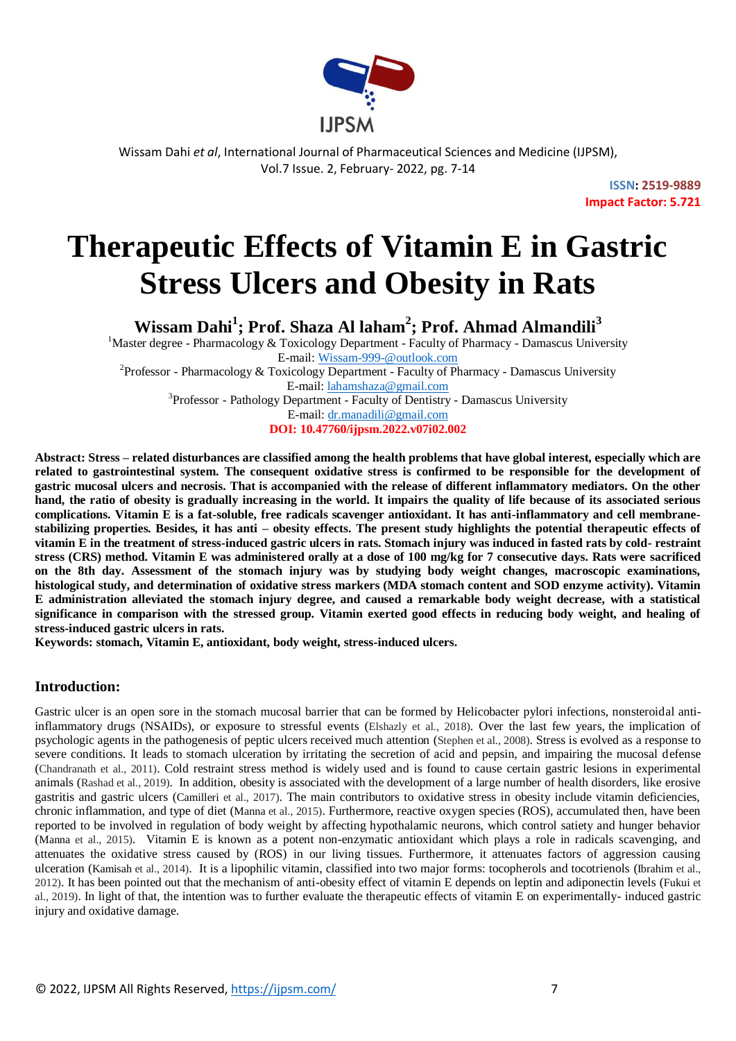# Therapeutic Effects of Vitamin E in Gastric Stress Ulcers and Obesity in Rats

**Wissam Dahi[1]; Prof. Shaza Al laham[2]; Prof. Ahmad Almandili[3]**

[1]Master degree - Pharmacology & Toxicology Department - Faculty of Pharmacy - Damascus University
E-mail: Wissam-999-@outlook.com

[2]Professor - Pharmacology & Toxicology Department - Faculty of Pharmacy - Damascus University
E-mail: lahamshaza@gmail.com

[3]Professor - Pathology Department - Faculty of Dentistry - Damascus University
E-mail: dr.manadili@gmail.com

**DOI: 10.47760/ijpsm.2022.v07i02.002**

**Abstract: Stress – related disturbances are classified among the health problems that have global interest, especially which are related to gastrointestinal system. The consequent oxidative stress is confirmed to be responsible for the development of gastric mucosal ulcers and necrosis. That is accompanied with the release of different inflammatory mediators. On the other hand, the ratio of obesity is gradually increasing in the world. It impairs the quality of life because of its associated serious complications. Vitamin E is a fat-soluble, free radicals scavenger antioxidant. It has anti-inflammatory and cell membrane-stabilizing properties. Besides, it has anti – obesity effects. The present study highlights the potential therapeutic effects of vitamin E in the treatment of stress-induced gastric ulcers in rats. Stomach injury was induced in fasted rats by cold- restraint stress (CRS) method. Vitamin E was administered orally at a dose of 100 mg/kg for 7 consecutive days. Rats were sacrificed on the 8th day. Assessment of the stomach injury was by studying body weight changes, macroscopic examinations, histological study, and determination of oxidative stress markers (MDA stomach content and SOD enzyme activity). Vitamin E administration alleviated the stomach injury degree, and caused a remarkable body weight decrease, with a statistical significance in comparison with the stressed group. Vitamin exerted good effects in reducing body weight, and healing of stress-induced gastric ulcers in rats.**

**Keywords: stomach, Vitamin E, antioxidant, body weight, stress-induced ulcers.**

## Introduction:

Gastric ulcer is an open sore in the stomach mucosal barrier that can be formed by Helicobacter pylori infections, nonsteroidal anti-inflammatory drugs (NSAIDs), or exposure to stressful events (Elshazly et al., 2018). Over the last few years, the implication of psychologic agents in the pathogenesis of peptic ulcers received much attention (Stephen et al., 2008). Stress is evolved as a response to severe conditions. It leads to stomach ulceration by irritating the secretion of acid and pepsin, and impairing the mucosal defense (Chandranath et al., 2011). Cold restraint stress method is widely used and is found to cause certain gastric lesions in experimental animals (Rashad et al., 2019). In addition, obesity is associated with the development of a large number of health disorders, like erosive gastritis and gastric ulcers (Camilleri et al., 2017). The main contributors to oxidative stress in obesity include vitamin deficiencies, chronic inflammation, and type of diet (Manna et al., 2015). Furthermore, reactive oxygen species (ROS), accumulated then, have been reported to be involved in regulation of body weight by affecting hypothalamic neurons, which control satiety and hunger behavior (Manna et al., 2015). Vitamin E is known as a potent non-enzymatic antioxidant which plays a role in radicals scavenging, and attenuates the oxidative stress caused by (ROS) in our living tissues. Furthermore, it attenuates factors of aggression causing ulceration (Kamisah et al., 2014). It is a lipophilic vitamin, classified into two major forms: tocopherols and tocotrienols (Ibrahim et al., 2012). It has been pointed out that the mechanism of anti-obesity effect of vitamin E depends on leptin and adiponectin levels (Fukui et al., 2019). In light of that, the intention was to further evaluate the therapeutic effects of vitamin E on experimentally- induced gastric injury and oxidative damage.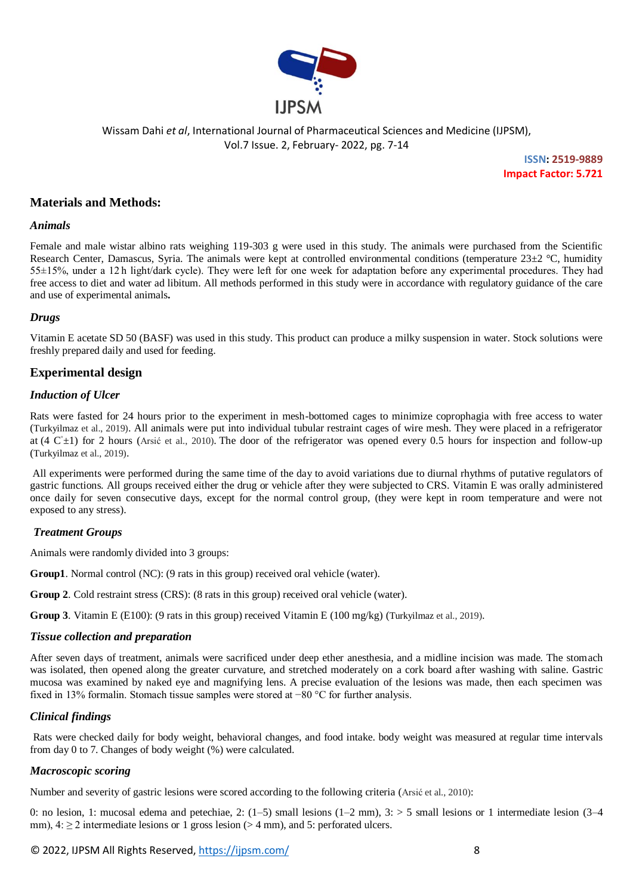## Materials and Methods:

### *Animals*

Female and male wistar albino rats weighing 119-303 g were used in this study. The animals were purchased from the Scientific Research Center, Damascus, Syria. The animals were kept at controlled environmental conditions (temperature 23±2 °C, humidity 55±15%, under a 12 h light/dark cycle). They were left for one week for adaptation before any experimental procedures. They had free access to diet and water ad libitum. All methods performed in this study were in accordance with regulatory guidance of the care and use of experimental animals**.**

### *Drugs*

Vitamin E acetate SD 50 (BASF) was used in this study. This product can produce a milky suspension in water. Stock solutions were freshly prepared daily and used for feeding.

## Experimental design

### *Induction of Ulcer*

Rats were fasted for 24 hours prior to the experiment in mesh-bottomed cages to minimize coprophagia with free access to water (Turkyilmaz et al., 2019). All animals were put into individual tubular restraint cages of wire mesh. They were placed in a refrigerator at (4 C°±1) for 2 hours (Arsić et al., 2010). The door of the refrigerator was opened every 0.5 hours for inspection and follow-up (Turkyilmaz et al., 2019).

All experiments were performed during the same time of the day to avoid variations due to diurnal rhythms of putative regulators of gastric functions. All groups received either the drug or vehicle after they were subjected to CRS. Vitamin E was orally administered once daily for seven consecutive days, except for the normal control group, (they were kept in room temperature and were not exposed to any stress).

### *Treatment Groups*

Animals were randomly divided into 3 groups:

**Group1**. Normal control (NC): (9 rats in this group) received oral vehicle (water).

**Group 2**. Cold restraint stress (CRS): (8 rats in this group) received oral vehicle (water).

**Group 3**. Vitamin E (E100): (9 rats in this group) received Vitamin E (100 mg/kg) (Turkyilmaz et al., 2019).

### *Tissue collection and preparation*

After seven days of treatment, animals were sacrificed under deep ether anesthesia, and a midline incision was made. The stomach was isolated, then opened along the greater curvature, and stretched moderately on a cork board after washing with saline. Gastric mucosa was examined by naked eye and magnifying lens. A precise evaluation of the lesions was made, then each specimen was fixed in 13% formalin. Stomach tissue samples were stored at −80 °C for further analysis.

### *Clinical findings*

Rats were checked daily for body weight, behavioral changes, and food intake. body weight was measured at regular time intervals from day 0 to 7. Changes of body weight (%) were calculated.

### *Macroscopic scoring*

Number and severity of gastric lesions were scored according to the following criteria (Arsić et al., 2010):

0: no lesion, 1: mucosal edema and petechiae, 2: (1–5) small lesions (1–2 mm), 3: > 5 small lesions or 1 intermediate lesion (3–4 mm), 4: ≥ 2 intermediate lesions or 1 gross lesion (> 4 mm), and 5: perforated ulcers.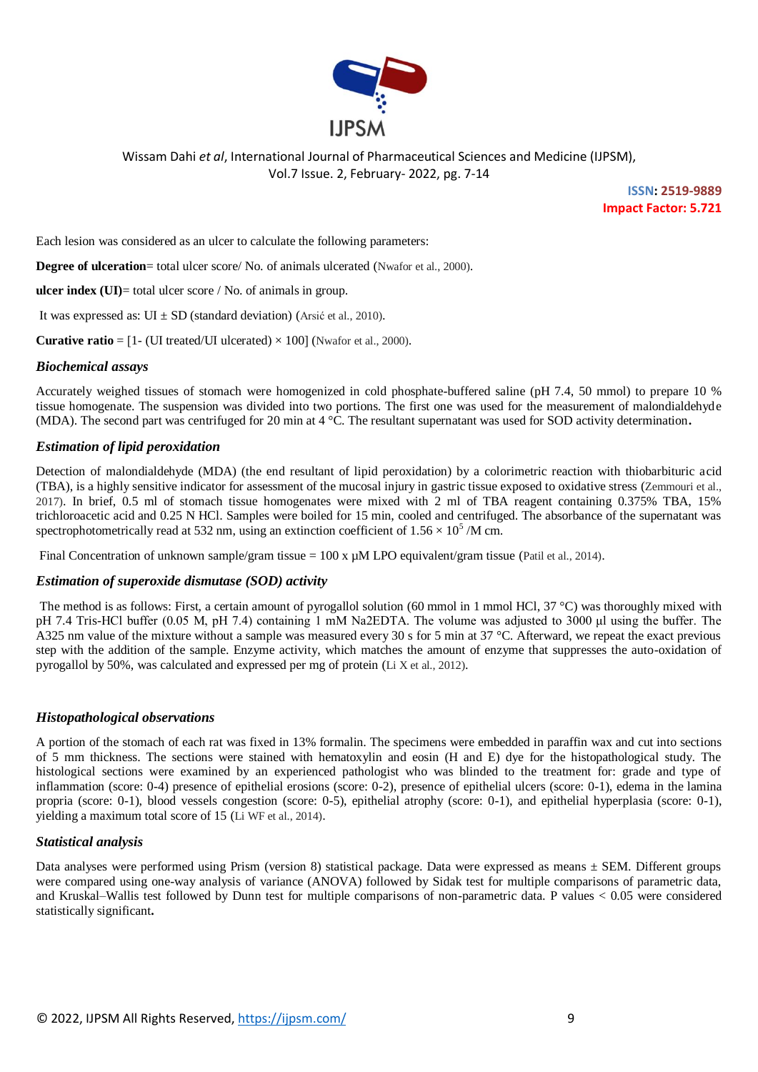Each lesion was considered as an ulcer to calculate the following parameters:

**Degree of ulceration**= total ulcer score/ No. of animals ulcerated (Nwafor et al., 2000).

**ulcer index (UI)**= total ulcer score / No. of animals in group.

It was expressed as: UI ± SD (standard deviation) (Arsić et al., 2010).

**Curative ratio** = [1- (UI treated/UI ulcerated) × 100] (Nwafor et al., 2000).

### *Biochemical assays*

Accurately weighed tissues of stomach were homogenized in cold phosphate-buffered saline (pH 7.4, 50 mmol) to prepare 10 % tissue homogenate. The suspension was divided into two portions. The first one was used for the measurement of malondialdehyde (MDA). The second part was centrifuged for 20 min at 4 °C. The resultant supernatant was used for SOD activity determination**.**

### *Estimation of lipid peroxidation*

Detection of malondialdehyde (MDA) (the end resultant of lipid peroxidation) by a colorimetric reaction with thiobarbituric acid (TBA), is a highly sensitive indicator for assessment of the mucosal injury in gastric tissue exposed to oxidative stress (Zemmouri et al., 2017). In brief, 0.5 ml of stomach tissue homogenates were mixed with 2 ml of TBA reagent containing 0.375% TBA, 15% trichloroacetic acid and 0.25 N HCl. Samples were boiled for 15 min, cooled and centrifuged. The absorbance of the supernatant was spectrophotometrically read at 532 nm, using an extinction coefficient of $1.56 \times 10^5$ /M cm.

Final Concentration of unknown sample/gram tissue = 100 x µM LPO equivalent/gram tissue (Patil et al., 2014).

### *Estimation of superoxide dismutase (SOD) activity*

The method is as follows: First, a certain amount of pyrogallol solution (60 mmol in 1 mmol HCl, 37 °C) was thoroughly mixed with pH 7.4 Tris-HCl buffer (0.05 M, pH 7.4) containing 1 mM Na2EDTA. The volume was adjusted to 3000 µl using the buffer. The A325 nm value of the mixture without a sample was measured every 30 s for 5 min at 37 °C. Afterward, we repeat the exact previous step with the addition of the sample. Enzyme activity, which matches the amount of enzyme that suppresses the auto-oxidation of pyrogallol by 50%, was calculated and expressed per mg of protein (Li X et al., 2012).

### *Histopathological observations*

A portion of the stomach of each rat was fixed in 13% formalin. The specimens were embedded in paraffin wax and cut into sections of 5 mm thickness. The sections were stained with hematoxylin and eosin (H and E) dye for the histopathological study. The histological sections were examined by an experienced pathologist who was blinded to the treatment for: grade and type of inflammation (score: 0-4) presence of epithelial erosions (score: 0-2), presence of epithelial ulcers (score: 0-1), edema in the lamina propria (score: 0-1), blood vessels congestion (score: 0-5), epithelial atrophy (score: 0-1), and epithelial hyperplasia (score: 0-1), yielding a maximum total score of 15 (Li WF et al., 2014).

### *Statistical analysis*

Data analyses were performed using Prism (version 8) statistical package. Data were expressed as means ± SEM. Different groups were compared using one-way analysis of variance (ANOVA) followed by Sidak test for multiple comparisons of parametric data, and Kruskal–Wallis test followed by Dunn test for multiple comparisons of non-parametric data. P values < 0.05 were considered statistically significant**.**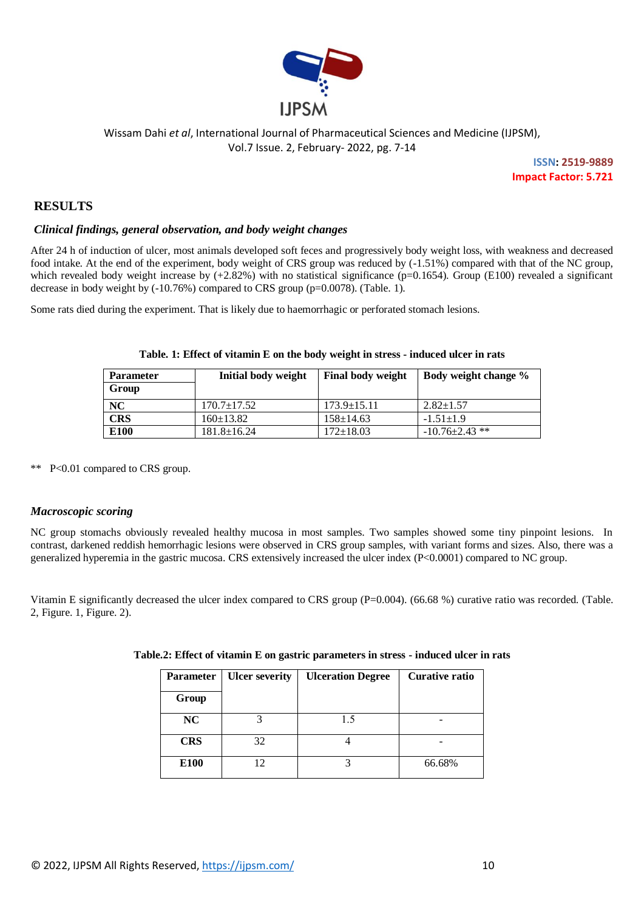## RESULTS

### *Clinical findings, general observation, and body weight changes*

After 24 h of induction of ulcer, most animals developed soft feces and progressively body weight loss, with weakness and decreased food intake. At the end of the experiment, body weight of CRS group was reduced by (-1.51%) compared with that of the NC group, which revealed body weight increase by (+2.82%) with no statistical significance (p=0.1654). Group (E100) revealed a significant decrease in body weight by (-10.76%) compared to CRS group (p=0.0078). (Table. 1).

Some rats died during the experiment. That is likely due to haemorrhagic or perforated stomach lesions.

**Table. 1: Effect of vitamin E on the body weight in stress - induced ulcer in rats**

| Parameter / Group | Initial body weight | Final body weight | Body weight change % |
|---|---|---|---|
| **NC** | 170.7±17.52 | 173.9±15.11 | 2.82±1.57 |
| **CRS** | 160±13.82 | 158±14.63 | -1.51±1.9 |
| **E100** | 181.8±16.24 | 172±18.03 | -10.76±2.43 ** |

** P<0.01 compared to CRS group.

### *Macroscopic scoring*

NC group stomachs obviously revealed healthy mucosa in most samples. Two samples showed some tiny pinpoint lesions. In contrast, darkened reddish hemorrhagic lesions were observed in CRS group samples, with variant forms and sizes. Also, there was a generalized hyperemia in the gastric mucosa. CRS extensively increased the ulcer index (P<0.0001) compared to NC group.

Vitamin E significantly decreased the ulcer index compared to CRS group (P=0.004). (66.68 %) curative ratio was recorded. (Table. 2, Figure. 1, Figure. 2).

**Table.2: Effect of vitamin E on gastric parameters in stress - induced ulcer in rats**

| Parameter / Group | Ulcer severity | Ulceration Degree | Curative ratio |
|---|---|---|---|
| **NC** | 3 | 1.5 | - |
| **CRS** | 32 | 4 | - |
| **E100** | 12 | 3 | 66.68% |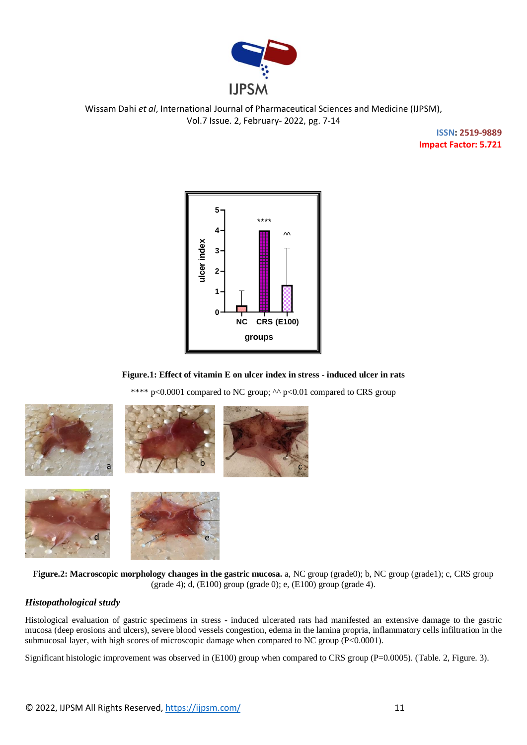**Figure.1: Effect of vitamin E on ulcer index in stress - induced ulcer in rats**

**** p<0.0001 compared to NC group; ^^ p<0.01 compared to CRS group

**Figure.2: Macroscopic morphology changes in the gastric mucosa.** a, NC group (grade0); b, NC group (grade1); c, CRS group (grade 4); d, (E100) group (grade 0); e, (E100) group (grade 4).

### *Histopathological study*

Histological evaluation of gastric specimens in stress - induced ulcerated rats had manifested an extensive damage to the gastric mucosa (deep erosions and ulcers), severe blood vessels congestion, edema in the lamina propria, inflammatory cells infiltration in the submucosal layer, with high scores of microscopic damage when compared to NC group (P<0.0001).

Significant histologic improvement was observed in (E100) group when compared to CRS group (P=0.0005). (Table. 2, Figure. 3).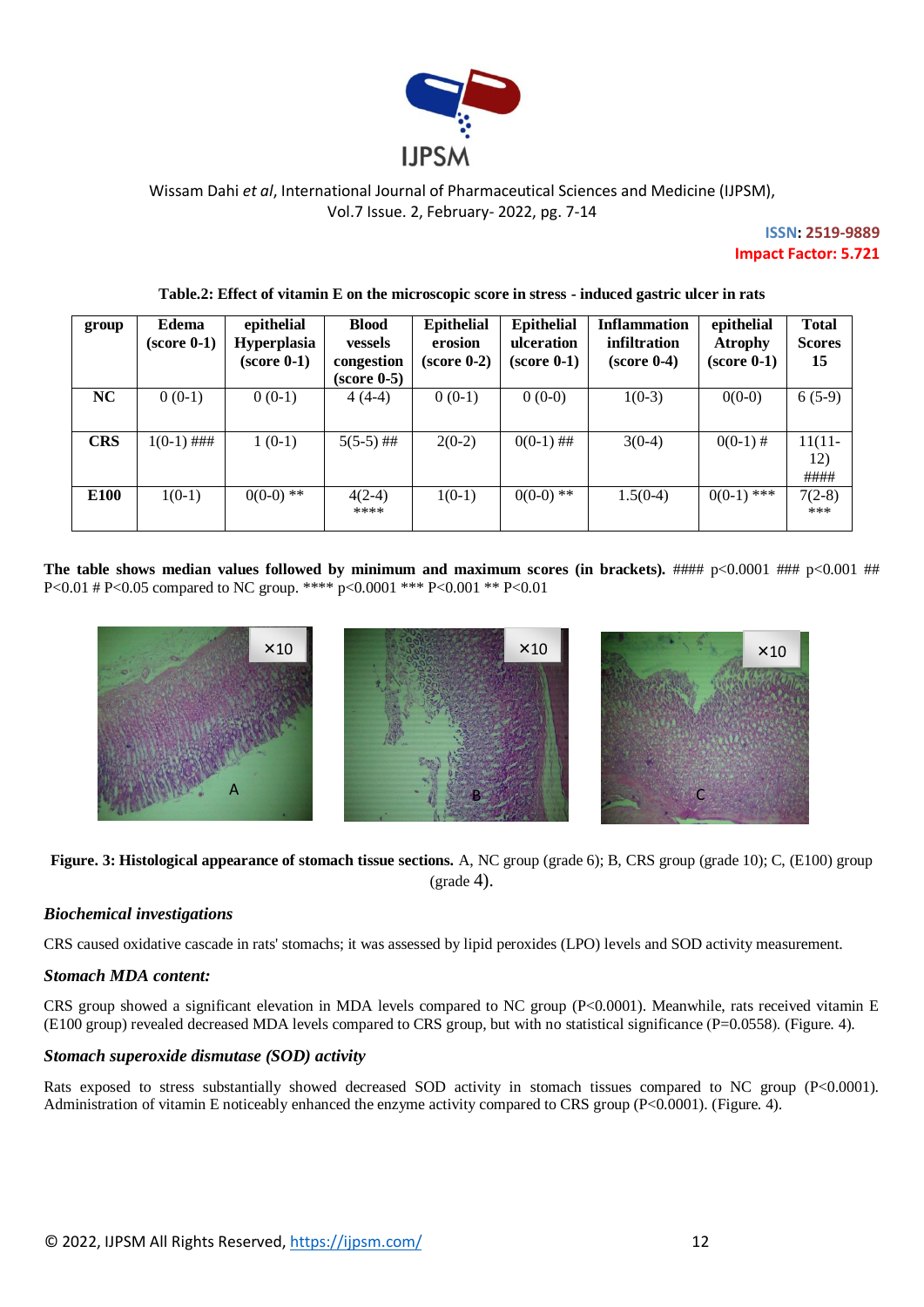**Table.2: Effect of vitamin E on the microscopic score in stress - induced gastric ulcer in rats**

| group | Edema (score 0-1) | epithelial Hyperplasia (score 0-1) | Blood vessels congestion (score 0-5) | Epithelial erosion (score 0-2) | Epithelial ulceration (score 0-1) | Inflammation infiltration (score 0-4) | epithelial Atrophy (score 0-1) | Total Scores 15 |
|---|---|---|---|---|---|---|---|---|
| NC | 0 (0-1) | 0 (0-1) | 4 (4-4) | 0 (0-1) | 0 (0-0) | 1(0-3) | 0(0-0) | 6 (5-9) |
| CRS | 1(0-1) ### | 1 (0-1) | 5(5-5) ## | 2(0-2) | 0(0-1) ## | 3(0-4) | 0(0-1) # | 11(11-12) #### |
| E100 | 1(0-1) | 0(0-0) ** | 4(2-4) **** | 1(0-1) | 0(0-0) ** | 1.5(0-4) | 0(0-1) *** | 7(2-8) *** |

**The table shows median values followed by minimum and maximum scores (in brackets).** #### p<0.0001 ### p<0.001 ## P<0.01 # P<0.05 compared to NC group. **** p<0.0001 *** P<0.001 ** P<0.01

**Figure. 3: Histological appearance of stomach tissue sections.** A, NC group (grade 6); B, CRS group (grade 10); C, (E100) group (grade 4).

### *Biochemical investigations*

CRS caused oxidative cascade in rats' stomachs; it was assessed by lipid peroxides (LPO) levels and SOD activity measurement.

### *Stomach MDA content:*

CRS group showed a significant elevation in MDA levels compared to NC group (P<0.0001). Meanwhile, rats received vitamin E (E100 group) revealed decreased MDA levels compared to CRS group, but with no statistical significance (P=0.0558). (Figure. 4).

### *Stomach superoxide dismutase (SOD) activity*

Rats exposed to stress substantially showed decreased SOD activity in stomach tissues compared to NC group (P<0.0001). Administration of vitamin E noticeably enhanced the enzyme activity compared to CRS group (P<0.0001). (Figure. 4).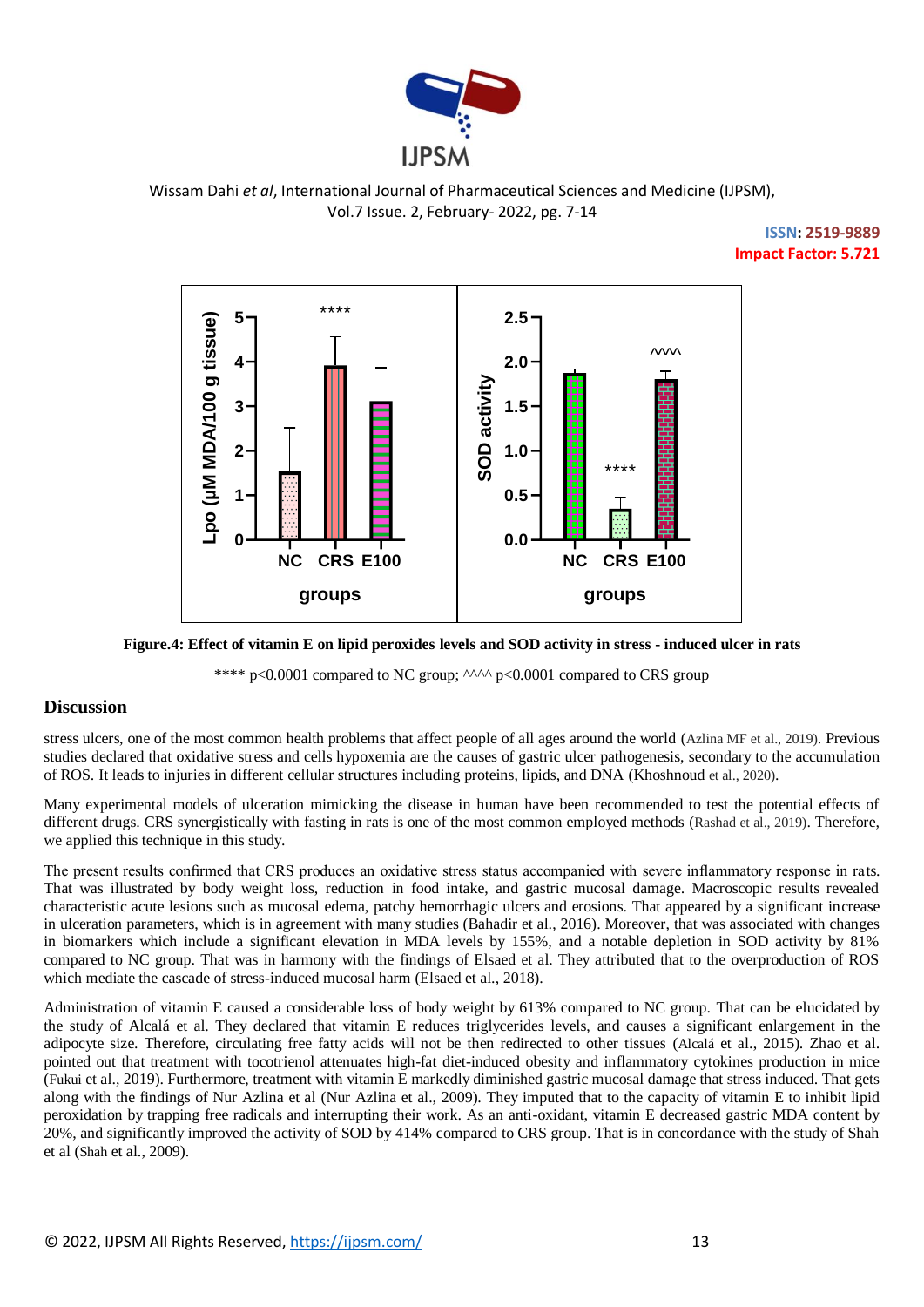**Figure.4: Effect of vitamin E on lipid peroxides levels and SOD activity in stress - induced ulcer in rats**

**** p<0.0001 compared to NC group; ^^^^ p<0.0001 compared to CRS group

## Discussion

stress ulcers, one of the most common health problems that affect people of all ages around the world (Azlina MF et al., 2019). Previous studies declared that oxidative stress and cells hypoxemia are the causes of gastric ulcer pathogenesis, secondary to the accumulation of ROS. It leads to injuries in different cellular structures including proteins, lipids, and DNA (Khoshnoud et al., 2020).

Many experimental models of ulceration mimicking the disease in human have been recommended to test the potential effects of different drugs. CRS synergistically with fasting in rats is one of the most common employed methods (Rashad et al., 2019). Therefore, we applied this technique in this study.

The present results confirmed that CRS produces an oxidative stress status accompanied with severe inflammatory response in rats. That was illustrated by body weight loss, reduction in food intake, and gastric mucosal damage. Macroscopic results revealed characteristic acute lesions such as mucosal edema, patchy hemorrhagic ulcers and erosions. That appeared by a significant increase in ulceration parameters, which is in agreement with many studies (Bahadir et al., 2016). Moreover, that was associated with changes in biomarkers which include a significant elevation in MDA levels by 155%, and a notable depletion in SOD activity by 81% compared to NC group. That was in harmony with the findings of Elsaed et al. They attributed that to the overproduction of ROS which mediate the cascade of stress-induced mucosal harm (Elsaed et al., 2018).

Administration of vitamin E caused a considerable loss of body weight by 613% compared to NC group. That can be elucidated by the study of Alcalá et al. They declared that vitamin E reduces triglycerides levels, and causes a significant enlargement in the adipocyte size. Therefore, circulating free fatty acids will not be then redirected to other tissues (Alcalá et al., 2015). Zhao et al. pointed out that treatment with tocotrienol attenuates high-fat diet-induced obesity and inflammatory cytokines production in mice (Fukui et al., 2019). Furthermore, treatment with vitamin E markedly diminished gastric mucosal damage that stress induced. That gets along with the findings of Nur Azlina et al (Nur Azlina et al., 2009). They imputed that to the capacity of vitamin E to inhibit lipid peroxidation by trapping free radicals and interrupting their work. As an anti-oxidant, vitamin E decreased gastric MDA content by 20%, and significantly improved the activity of SOD by 414% compared to CRS group. That is in concordance with the study of Shah et al (Shah et al., 2009).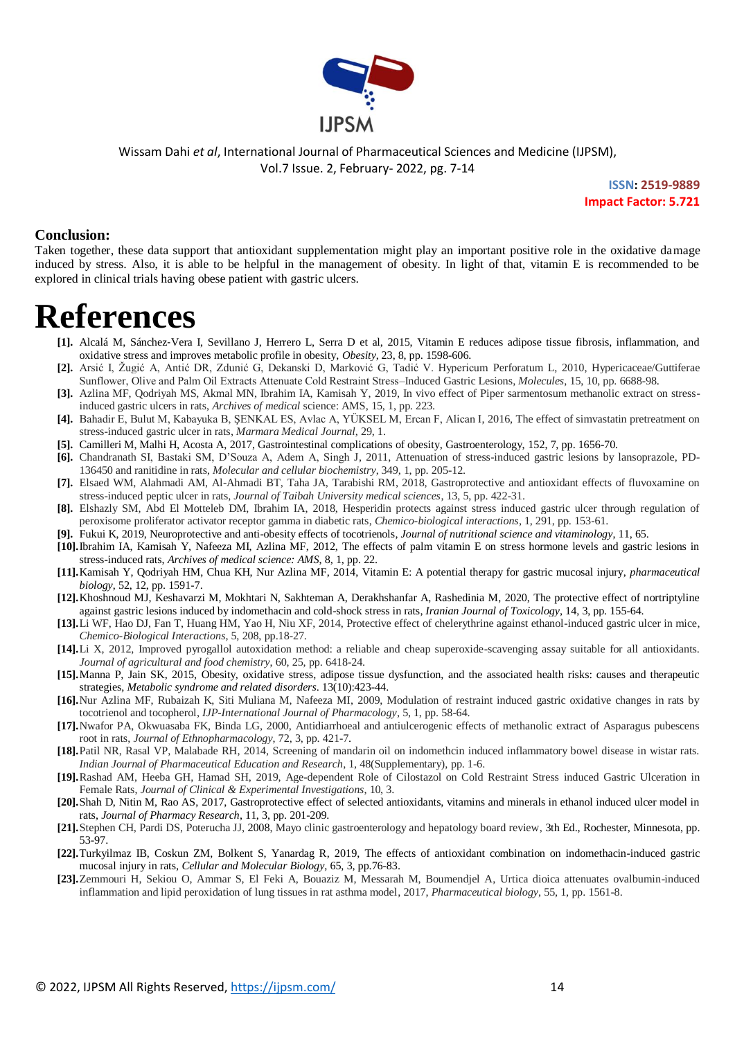## Conclusion:

Taken together, these data support that antioxidant supplementation might play an important positive role in the oxidative damage induced by stress. Also, it is able to be helpful in the management of obesity. In light of that, vitamin E is recommended to be explored in clinical trials having obese patient with gastric ulcers.

# References

**[1].** Alcalá M, Sánchez-Vera I, Sevillano J, Herrero L, Serra D et al, 2015, Vitamin E reduces adipose tissue fibrosis, inflammation, and oxidative stress and improves metabolic profile in obesity, *Obesity*, 23, 8, pp. 1598-606.

**[2].** Arsić I, Žugić A, Antić DR, Zdunić G, Dekanski D, Marković G, Tadić V. Hypericum Perforatum L, 2010, Hypericaceae/Guttiferae Sunflower, Olive and Palm Oil Extracts Attenuate Cold Restraint Stress–Induced Gastric Lesions, *Molecules*, 15, 10, pp. 6688-98.

**[3].** Azlina MF, Qodriyah MS, Akmal MN, Ibrahim IA, Kamisah Y, 2019, In vivo effect of Piper sarmentosum methanolic extract on stress-induced gastric ulcers in rats, *Archives of medical* science: AMS, 15, 1, pp. 223.

**[4].** Bahadir E, Bulut M, Kabayuka B, ŞENKAL ES, Avlac A, YÜKSEL M, Ercan F, Alican I, 2016, The effect of simvastatin pretreatment on stress-induced gastric ulcer in rats, *Marmara Medical Journal*, 29, 1.

**[5].** Camilleri M, Malhi H, Acosta A, 2017, Gastrointestinal complications of obesity, Gastroenterology, 152, 7, pp. 1656-70.

**[6].** Chandranath SI, Bastaki SM, D'Souza A, Adem A, Singh J, 2011, Attenuation of stress-induced gastric lesions by lansoprazole, PD-136450 and ranitidine in rats, *Molecular and cellular biochemistry*, 349, 1, pp. 205-12.

**[7].** Elsaed WM, Alahmadi AM, Al-Ahmadi BT, Taha JA, Tarabishi RM, 2018, Gastroprotective and antioxidant effects of fluvoxamine on stress-induced peptic ulcer in rats, *Journal of Taibah University medical sciences*, 13, 5, pp. 422-31.

**[8].** Elshazly SM, Abd El Motteleb DM, Ibrahim IA, 2018, Hesperidin protects against stress induced gastric ulcer through regulation of peroxisome proliferator activator receptor gamma in diabetic rats, *Chemico-biological interactions*, 1, 291, pp. 153-61.

**[9].** Fukui K, 2019, Neuroprotective and anti-obesity effects of tocotrienols, *Journal of nutritional science and vitaminology*, 11, 65.

**[10].** Ibrahim IA, Kamisah Y, Nafeeza MI, Azlina MF, 2012, The effects of palm vitamin E on stress hormone levels and gastric lesions in stress-induced rats, *Archives of medical science: AMS*, 8, 1, pp. 22.

**[11].** Kamisah Y, Qodriyah HM, Chua KH, Nur Azlina MF, 2014, Vitamin E: A potential therapy for gastric mucosal injury, *pharmaceutical biology*, 52, 12, pp. 1591-7.

**[12].** Khoshnoud MJ, Keshavarzi M, Mokhtari N, Sakhteman A, Derakhshanfar A, Rashedinia M, 2020, The protective effect of nortriptyline against gastric lesions induced by indomethacin and cold-shock stress in rats, *Iranian Journal of Toxicology*, 14, 3, pp. 155-64.

**[13].** Li WF, Hao DJ, Fan T, Huang HM, Yao H, Niu XF, 2014, Protective effect of chelerythrine against ethanol-induced gastric ulcer in mice, *Chemico-Biological Interactions*, 5, 208, pp.18-27.

**[14].** Li X, 2012, Improved pyrogallol autoxidation method: a reliable and cheap superoxide-scavenging assay suitable for all antioxidants. *Journal of agricultural and food chemistry*, 60, 25, pp. 6418-24.

**[15].** Manna P, Jain SK, 2015, Obesity, oxidative stress, adipose tissue dysfunction, and the associated health risks: causes and therapeutic strategies, *Metabolic syndrome and related disorders*. 13(10):423-44.

**[16].** Nur Azlina MF, Rubaizah K, Siti Muliana M, Nafeeza MI, 2009, Modulation of restraint induced gastric oxidative changes in rats by tocotrienol and tocopherol, *IJP-International Journal of Pharmacology*, 5, 1, pp. 58-64.

**[17].** Nwafor PA, Okwuasaba FK, Binda LG, 2000, Antidiarrhoeal and antiulcerogenic effects of methanolic extract of Asparagus pubescens root in rats, *Journal of Ethnopharmacology*, 72, 3, pp. 421-7.

**[18].** Patil NR, Rasal VP, Malabade RH, 2014, Screening of mandarin oil on indomethcin induced inflammatory bowel disease in wistar rats. *Indian Journal of Pharmaceutical Education and Research*, 1, 48(Supplementary), pp. 1-6.

**[19].** Rashad AM, Heeba GH, Hamad SH, 2019, Age-dependent Role of Cilostazol on Cold Restraint Stress induced Gastric Ulceration in Female Rats, *Journal of Clinical & Experimental Investigations*, 10, 3.

**[20].** Shah D, Nitin M, Rao AS, 2017, Gastroprotective effect of selected antioxidants, vitamins and minerals in ethanol induced ulcer model in rats, *Journal of Pharmacy Research*, 11, 3, pp. 201-209.

**[21].** Stephen CH, Pardi DS, Poterucha JJ, 2008, Mayo clinic gastroenterology and hepatology board review, 3th Ed., Rochester, Minnesota, pp. 53-97.

**[22].** Turkyilmaz IB, Coskun ZM, Bolkent S, Yanardag R, 2019, The effects of antioxidant combination on indomethacin-induced gastric mucosal injury in rats, *Cellular and Molecular Biology*, 65, 3, pp.76-83.

**[23].** Zemmouri H, Sekiou O, Ammar S, El Feki A, Bouaziz M, Messarah M, Boumendjel A, Urtica dioica attenuates ovalbumin-induced inflammation and lipid peroxidation of lung tissues in rat asthma model, 2017, *Pharmaceutical biology*, 55, 1, pp. 1561-8.